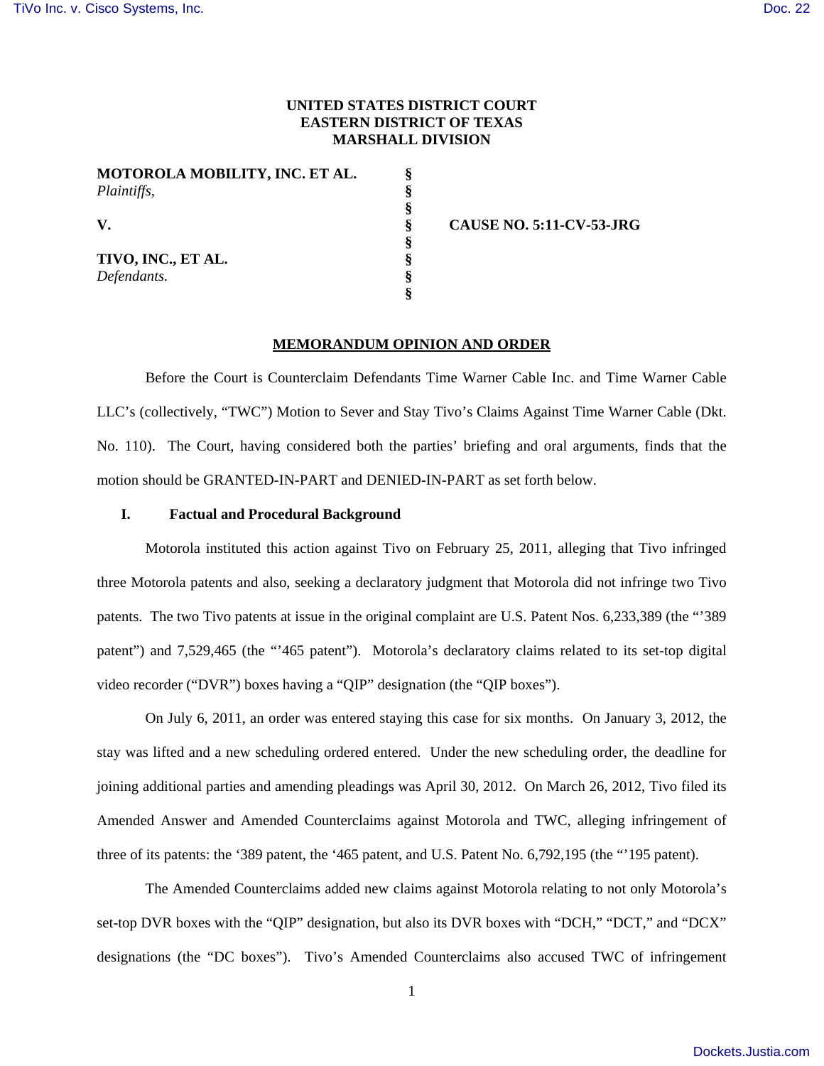**UNITED STATES DISTRICT COURT**
**EASTERN DISTRICT OF TEXAS**
**MARSHALL DIVISION**

| | | |
|---|---|---|
| **MOTOROLA MOBILITY, INC. ET AL.** *Plaintiffs,* | § | |
| | § | |
| **V.** | § | **CAUSE NO. 5:11-CV-53-JRG** |
| | § | |
| **TIVO, INC., ET AL.** *Defendants.* | § | |
| | § | |

## MEMORANDUM OPINION AND ORDER

Before the Court is Counterclaim Defendants Time Warner Cable Inc. and Time Warner Cable LLC's (collectively, "TWC") Motion to Sever and Stay Tivo's Claims Against Time Warner Cable (Dkt. No. 110). The Court, having considered both the parties' briefing and oral arguments, finds that the motion should be GRANTED-IN-PART and DENIED-IN-PART as set forth below.

### I. Factual and Procedural Background

Motorola instituted this action against Tivo on February 25, 2011, alleging that Tivo infringed three Motorola patents and also, seeking a declaratory judgment that Motorola did not infringe two Tivo patents. The two Tivo patents at issue in the original complaint are U.S. Patent Nos. 6,233,389 (the "'389 patent") and 7,529,465 (the "'465 patent"). Motorola's declaratory claims related to its set-top digital video recorder ("DVR") boxes having a "QIP" designation (the "QIP boxes").

On July 6, 2011, an order was entered staying this case for six months. On January 3, 2012, the stay was lifted and a new scheduling ordered entered. Under the new scheduling order, the deadline for joining additional parties and amending pleadings was April 30, 2012. On March 26, 2012, Tivo filed its Amended Answer and Amended Counterclaims against Motorola and TWC, alleging infringement of three of its patents: the '389 patent, the '465 patent, and U.S. Patent No. 6,792,195 (the "'195 patent).

The Amended Counterclaims added new claims against Motorola relating to not only Motorola's set-top DVR boxes with the "QIP" designation, but also its DVR boxes with "DCH," "DCT," and "DCX" designations (the "DC boxes"). Tivo's Amended Counterclaims also accused TWC of infringement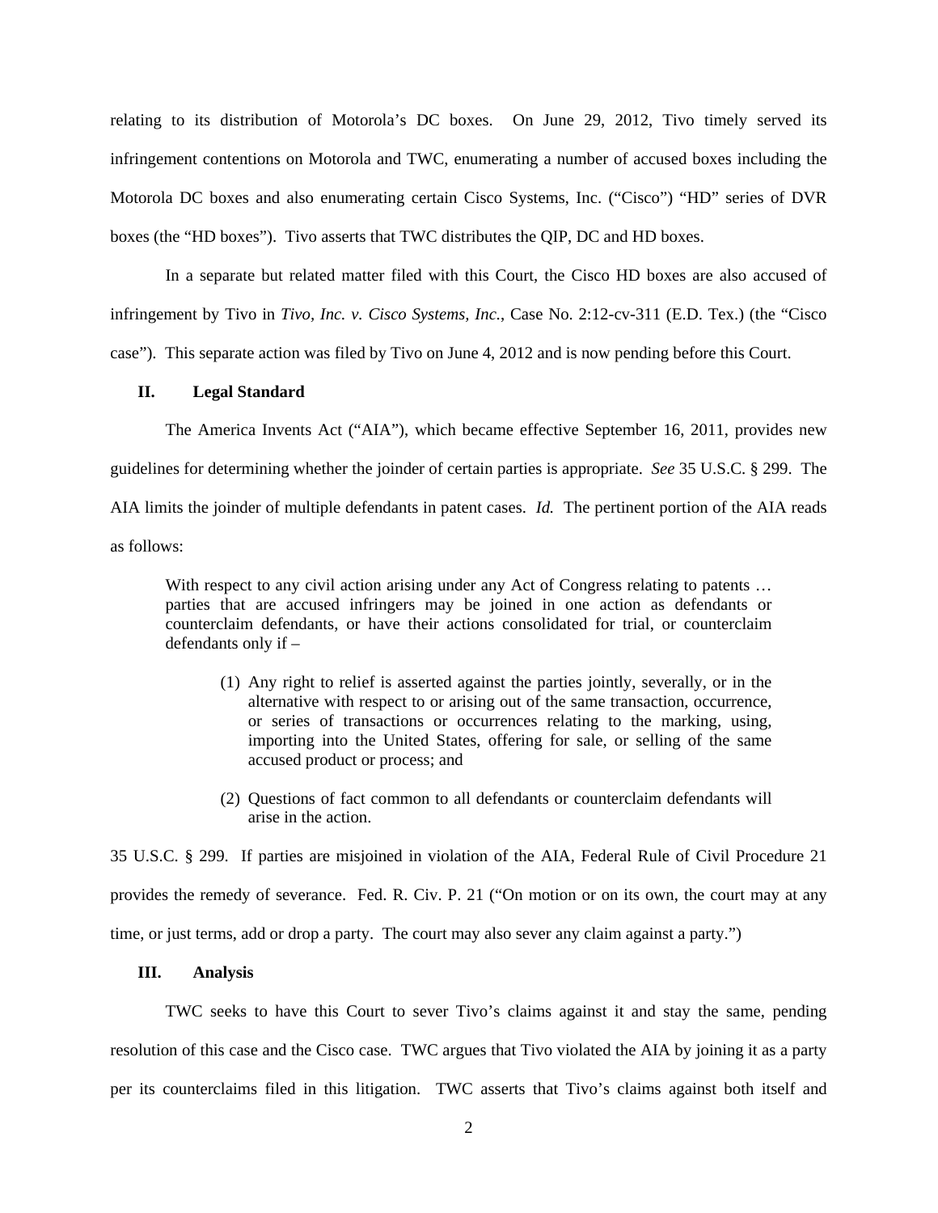relating to its distribution of Motorola's DC boxes. On June 29, 2012, Tivo timely served its infringement contentions on Motorola and TWC, enumerating a number of accused boxes including the Motorola DC boxes and also enumerating certain Cisco Systems, Inc. ("Cisco") "HD" series of DVR boxes (the "HD boxes"). Tivo asserts that TWC distributes the QIP, DC and HD boxes.

In a separate but related matter filed with this Court, the Cisco HD boxes are also accused of infringement by Tivo in *Tivo, Inc. v. Cisco Systems, Inc.*, Case No. 2:12-cv-311 (E.D. Tex.) (the "Cisco case"). This separate action was filed by Tivo on June 4, 2012 and is now pending before this Court.

## II. Legal Standard

The America Invents Act ("AIA"), which became effective September 16, 2011, provides new guidelines for determining whether the joinder of certain parties is appropriate. *See* 35 U.S.C. § 299. The AIA limits the joinder of multiple defendants in patent cases. *Id.* The pertinent portion of the AIA reads as follows:

> With respect to any civil action arising under any Act of Congress relating to patents … parties that are accused infringers may be joined in one action as defendants or counterclaim defendants, or have their actions consolidated for trial, or counterclaim defendants only if –
>
> (1) Any right to relief is asserted against the parties jointly, severally, or in the alternative with respect to or arising out of the same transaction, occurrence, or series of transactions or occurrences relating to the marking, using, importing into the United States, offering for sale, or selling of the same accused product or process; and
>
> (2) Questions of fact common to all defendants or counterclaim defendants will arise in the action.

35 U.S.C. § 299. If parties are misjoined in violation of the AIA, Federal Rule of Civil Procedure 21 provides the remedy of severance. Fed. R. Civ. P. 21 ("On motion or on its own, the court may at any time, or just terms, add or drop a party. The court may also sever any claim against a party.")

## III. Analysis

TWC seeks to have this Court to sever Tivo's claims against it and stay the same, pending resolution of this case and the Cisco case. TWC argues that Tivo violated the AIA by joining it as a party per its counterclaims filed in this litigation. TWC asserts that Tivo's claims against both itself and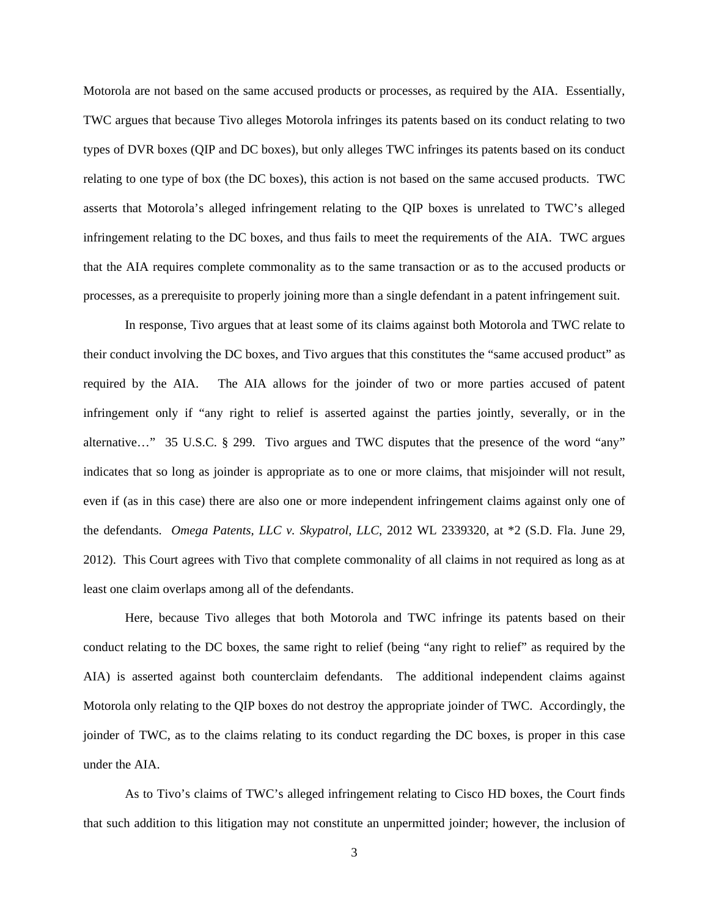Motorola are not based on the same accused products or processes, as required by the AIA. Essentially, TWC argues that because Tivo alleges Motorola infringes its patents based on its conduct relating to two types of DVR boxes (QIP and DC boxes), but only alleges TWC infringes its patents based on its conduct relating to one type of box (the DC boxes), this action is not based on the same accused products. TWC asserts that Motorola's alleged infringement relating to the QIP boxes is unrelated to TWC's alleged infringement relating to the DC boxes, and thus fails to meet the requirements of the AIA. TWC argues that the AIA requires complete commonality as to the same transaction or as to the accused products or processes, as a prerequisite to properly joining more than a single defendant in a patent infringement suit.

In response, Tivo argues that at least some of its claims against both Motorola and TWC relate to their conduct involving the DC boxes, and Tivo argues that this constitutes the "same accused product" as required by the AIA. The AIA allows for the joinder of two or more parties accused of patent infringement only if "any right to relief is asserted against the parties jointly, severally, or in the alternative…" 35 U.S.C. § 299. Tivo argues and TWC disputes that the presence of the word "any" indicates that so long as joinder is appropriate as to one or more claims, that misjoinder will not result, even if (as in this case) there are also one or more independent infringement claims against only one of the defendants. *Omega Patents, LLC v. Skypatrol, LLC*, 2012 WL 2339320, at *2 (S.D. Fla. June 29, 2012). This Court agrees with Tivo that complete commonality of all claims in not required as long as at least one claim overlaps among all of the defendants.

Here, because Tivo alleges that both Motorola and TWC infringe its patents based on their conduct relating to the DC boxes, the same right to relief (being "any right to relief" as required by the AIA) is asserted against both counterclaim defendants. The additional independent claims against Motorola only relating to the QIP boxes do not destroy the appropriate joinder of TWC. Accordingly, the joinder of TWC, as to the claims relating to its conduct regarding the DC boxes, is proper in this case under the AIA.

As to Tivo's claims of TWC's alleged infringement relating to Cisco HD boxes, the Court finds that such addition to this litigation may not constitute an unpermitted joinder; however, the inclusion of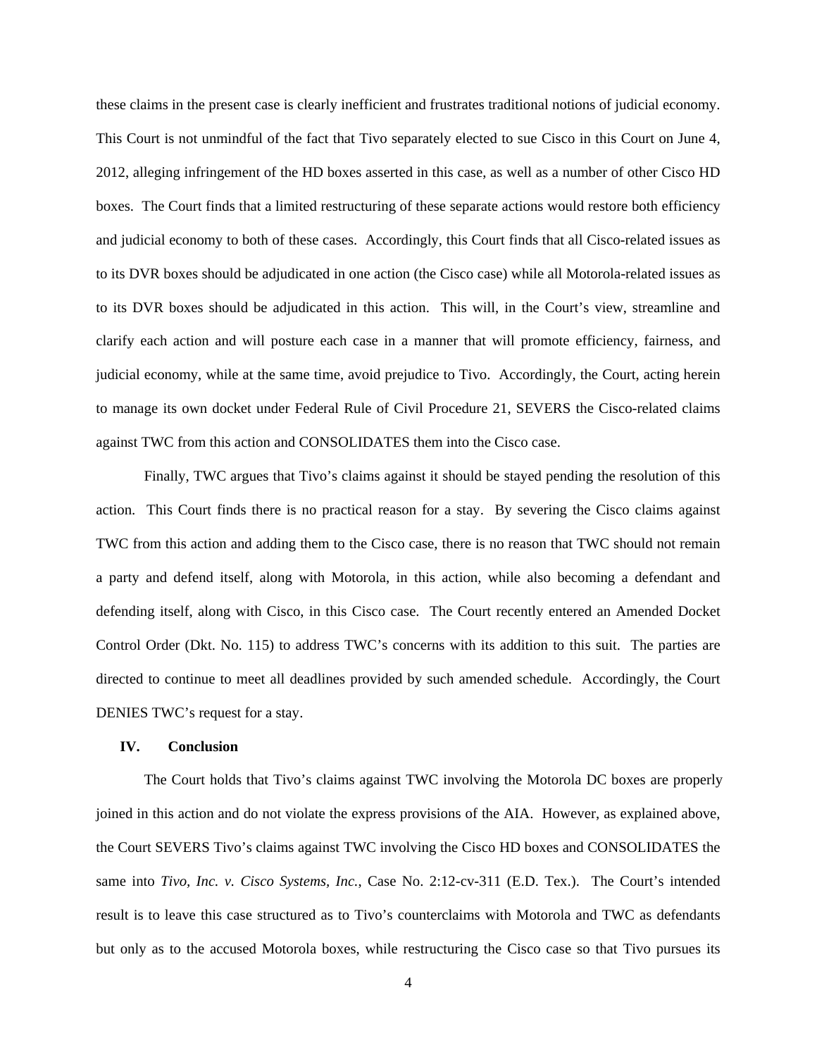these claims in the present case is clearly inefficient and frustrates traditional notions of judicial economy. This Court is not unmindful of the fact that Tivo separately elected to sue Cisco in this Court on June 4, 2012, alleging infringement of the HD boxes asserted in this case, as well as a number of other Cisco HD boxes. The Court finds that a limited restructuring of these separate actions would restore both efficiency and judicial economy to both of these cases. Accordingly, this Court finds that all Cisco-related issues as to its DVR boxes should be adjudicated in one action (the Cisco case) while all Motorola-related issues as to its DVR boxes should be adjudicated in this action. This will, in the Court's view, streamline and clarify each action and will posture each case in a manner that will promote efficiency, fairness, and judicial economy, while at the same time, avoid prejudice to Tivo. Accordingly, the Court, acting herein to manage its own docket under Federal Rule of Civil Procedure 21, SEVERS the Cisco-related claims against TWC from this action and CONSOLIDATES them into the Cisco case.

Finally, TWC argues that Tivo's claims against it should be stayed pending the resolution of this action. This Court finds there is no practical reason for a stay. By severing the Cisco claims against TWC from this action and adding them to the Cisco case, there is no reason that TWC should not remain a party and defend itself, along with Motorola, in this action, while also becoming a defendant and defending itself, along with Cisco, in this Cisco case. The Court recently entered an Amended Docket Control Order (Dkt. No. 115) to address TWC's concerns with its addition to this suit. The parties are directed to continue to meet all deadlines provided by such amended schedule. Accordingly, the Court DENIES TWC's request for a stay.

## IV. Conclusion

The Court holds that Tivo's claims against TWC involving the Motorola DC boxes are properly joined in this action and do not violate the express provisions of the AIA. However, as explained above, the Court SEVERS Tivo's claims against TWC involving the Cisco HD boxes and CONSOLIDATES the same into *Tivo, Inc. v. Cisco Systems, Inc.*, Case No. 2:12-cv-311 (E.D. Tex.). The Court's intended result is to leave this case structured as to Tivo's counterclaims with Motorola and TWC as defendants but only as to the accused Motorola boxes, while restructuring the Cisco case so that Tivo pursues its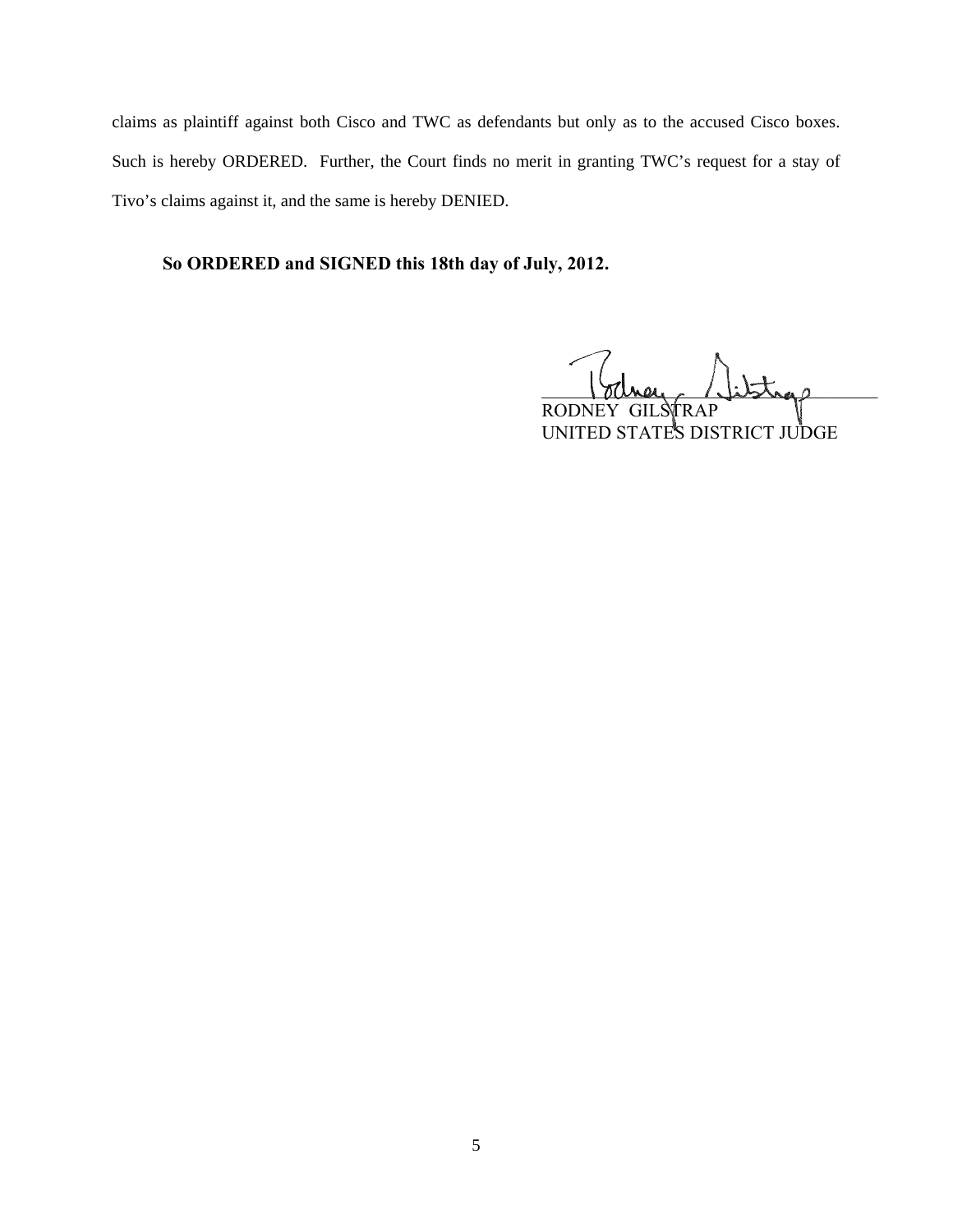claims as plaintiff against both Cisco and TWC as defendants but only as to the accused Cisco boxes. Such is hereby ORDERED. Further, the Court finds no merit in granting TWC's request for a stay of Tivo's claims against it, and the same is hereby DENIED.

**So ORDERED and SIGNED this 18th day of July, 2012.**

RODNEY GILSTRAP
UNITED STATES DISTRICT JUDGE